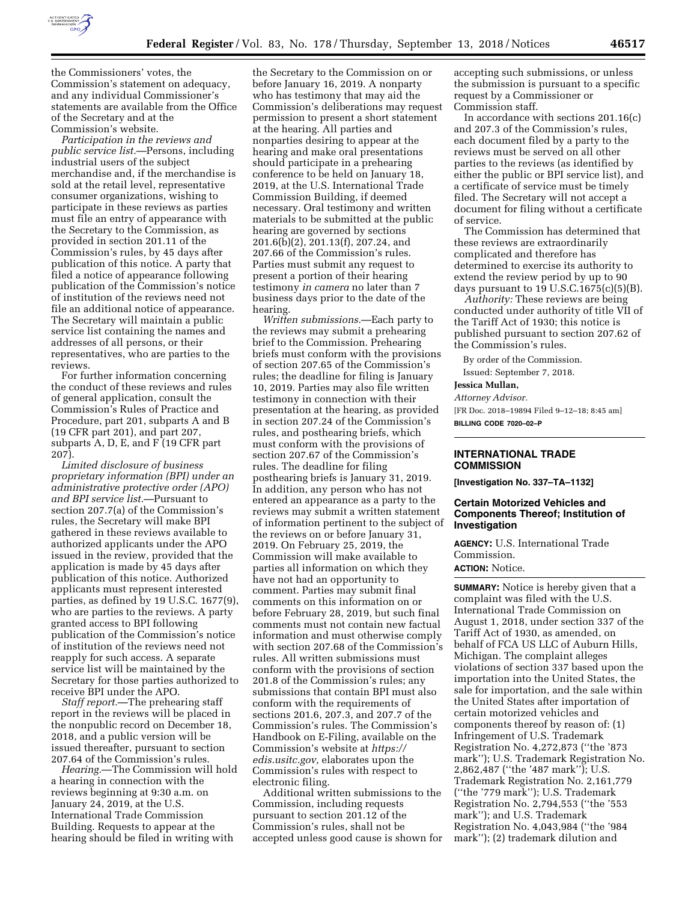the Commissioners' votes, the Commission's statement on adequacy, and any individual Commissioner's statements are available from the Office of the Secretary and at the Commission's website.

*Participation in the reviews and public service list.*—Persons, including industrial users of the subject merchandise and, if the merchandise is sold at the retail level, representative consumer organizations, wishing to participate in these reviews as parties must file an entry of appearance with the Secretary to the Commission, as provided in section 201.11 of the Commission's rules, by 45 days after publication of this notice. A party that filed a notice of appearance following publication of the Commission's notice of institution of the reviews need not file an additional notice of appearance. The Secretary will maintain a public service list containing the names and addresses of all persons, or their representatives, who are parties to the reviews.

For further information concerning the conduct of these reviews and rules of general application, consult the Commission's Rules of Practice and Procedure, part 201, subparts A and B (19 CFR part 201), and part 207, subparts A, D, E, and F (19 CFR part 207).

*Limited disclosure of business proprietary information (BPI) under an administrative protective order (APO) and BPI service list.*—Pursuant to section 207.7(a) of the Commission's rules, the Secretary will make BPI gathered in these reviews available to authorized applicants under the APO issued in the review, provided that the application is made by 45 days after publication of this notice. Authorized applicants must represent interested parties, as defined by 19 U.S.C. 1677(9), who are parties to the reviews. A party granted access to BPI following publication of the Commission's notice of institution of the reviews need not reapply for such access. A separate service list will be maintained by the Secretary for those parties authorized to receive BPI under the APO.

*Staff report.*—The prehearing staff report in the reviews will be placed in the nonpublic record on December 18, 2018, and a public version will be issued thereafter, pursuant to section 207.64 of the Commission's rules.

*Hearing.*—The Commission will hold a hearing in connection with the reviews beginning at 9:30 a.m. on January 24, 2019, at the U.S. International Trade Commission Building. Requests to appear at the hearing should be filed in writing with the Secretary to the Commission on or before January 16, 2019. A nonparty who has testimony that may aid the Commission's deliberations may request permission to present a short statement at the hearing. All parties and nonparties desiring to appear at the hearing and make oral presentations should participate in a prehearing conference to be held on January 18, 2019, at the U.S. International Trade Commission Building, if deemed necessary. Oral testimony and written materials to be submitted at the public hearing are governed by sections 201.6(b)(2), 201.13(f), 207.24, and 207.66 of the Commission's rules. Parties must submit any request to present a portion of their hearing testimony *in camera* no later than 7 business days prior to the date of the hearing.

*Written submissions.*—Each party to the reviews may submit a prehearing brief to the Commission. Prehearing briefs must conform with the provisions of section 207.65 of the Commission's rules; the deadline for filing is January 10, 2019. Parties may also file written testimony in connection with their presentation at the hearing, as provided in section 207.24 of the Commission's rules, and posthearing briefs, which must conform with the provisions of section 207.67 of the Commission's rules. The deadline for filing posthearing briefs is January 31, 2019. In addition, any person who has not entered an appearance as a party to the reviews may submit a written statement of information pertinent to the subject of the reviews on or before January 31, 2019. On February 25, 2019, the Commission will make available to parties all information on which they have not had an opportunity to comment. Parties may submit final comments on this information on or before February 28, 2019, but such final comments must not contain new factual information and must otherwise comply with section 207.68 of the Commission's rules. All written submissions must conform with the provisions of section 201.8 of the Commission's rules; any submissions that contain BPI must also conform with the requirements of sections 201.6, 207.3, and 207.7 of the Commission's rules. The Commission's Handbook on E-Filing, available on the Commission's website at *https://edis.usitc.gov,* elaborates upon the Commission's rules with respect to electronic filing.

Additional written submissions to the Commission, including requests pursuant to section 201.12 of the Commission's rules, shall not be accepted unless good cause is shown for accepting such submissions, or unless the submission is pursuant to a specific request by a Commissioner or Commission staff.

In accordance with sections 201.16(c) and 207.3 of the Commission's rules, each document filed by a party to the reviews must be served on all other parties to the reviews (as identified by either the public or BPI service list), and a certificate of service must be timely filed. The Secretary will not accept a document for filing without a certificate of service.

The Commission has determined that these reviews are extraordinarily complicated and therefore has determined to exercise its authority to extend the review period by up to 90 days pursuant to 19 U.S.C.1675(c)(5)(B).

*Authority:* These reviews are being conducted under authority of title VII of the Tariff Act of 1930; this notice is published pursuant to section 207.62 of the Commission's rules.

By order of the Commission.

Issued: September 7, 2018.

**Jessica Mullan,**

*Attorney Advisor.*

[FR Doc. 2018–19894 Filed 9–12–18; 8:45 am]

**BILLING CODE 7020–02–P**

## INTERNATIONAL TRADE COMMISSION

**[Investigation No. 337–TA–1132]**

### Certain Motorized Vehicles and Components Thereof; Institution of Investigation

**AGENCY:** U.S. International Trade Commission.

**ACTION:** Notice.

**SUMMARY:** Notice is hereby given that a complaint was filed with the U.S. International Trade Commission on August 1, 2018, under section 337 of the Tariff Act of 1930, as amended, on behalf of FCA US LLC of Auburn Hills, Michigan. The complaint alleges violations of section 337 based upon the importation into the United States, the sale for importation, and the sale within the United States after importation of certain motorized vehicles and components thereof by reason of: (1) Infringement of U.S. Trademark Registration No. 4,272,873 (''the '873 mark''); U.S. Trademark Registration No. 2,862,487 (''the '487 mark''); U.S. Trademark Registration No. 2,161,779 (''the '779 mark''); U.S. Trademark Registration No. 2,794,553 (''the '553 mark''); and U.S. Trademark Registration No. 4,043,984 (''the '984 mark''); (2) trademark dilution and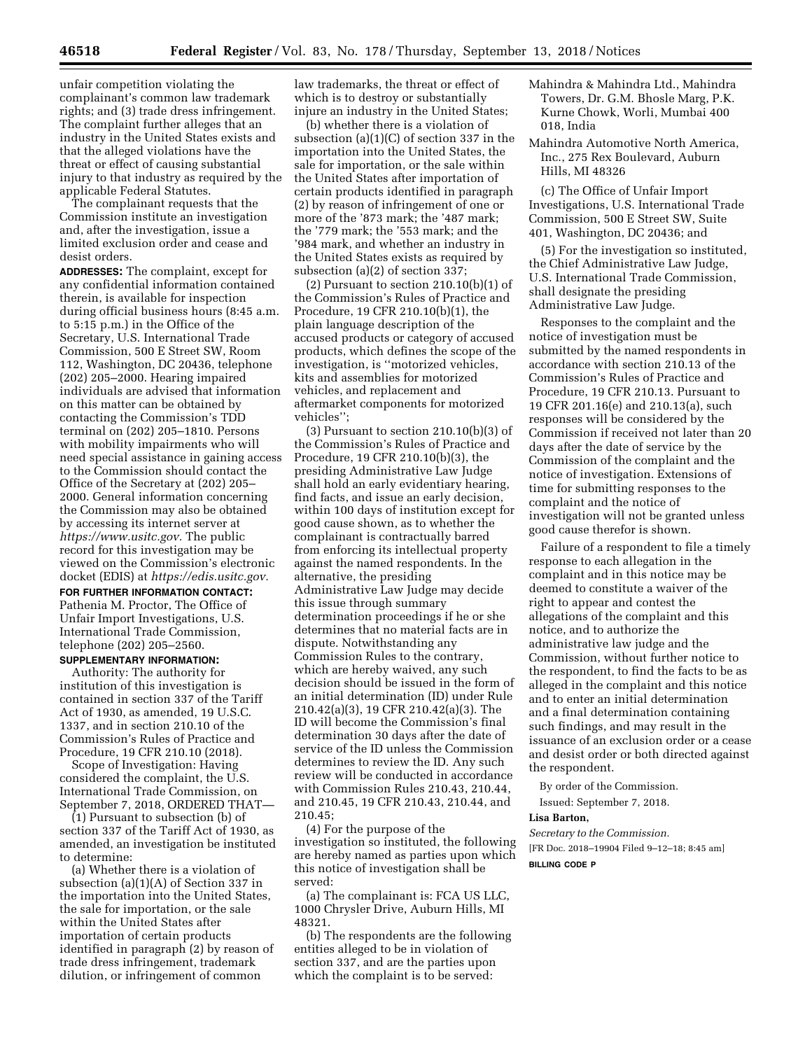unfair competition violating the complainant's common law trademark rights; and (3) trade dress infringement. The complaint further alleges that an industry in the United States exists and that the alleged violations have the threat or effect of causing substantial injury to that industry as required by the applicable Federal Statutes.

The complainant requests that the Commission institute an investigation and, after the investigation, issue a limited exclusion order and cease and desist orders.

**ADDRESSES:** The complaint, except for any confidential information contained therein, is available for inspection during official business hours (8:45 a.m. to 5:15 p.m.) in the Office of the Secretary, U.S. International Trade Commission, 500 E Street SW, Room 112, Washington, DC 20436, telephone (202) 205–2000. Hearing impaired individuals are advised that information on this matter can be obtained by contacting the Commission's TDD terminal on (202) 205–1810. Persons with mobility impairments who will need special assistance in gaining access to the Commission should contact the Office of the Secretary at (202) 205–2000. General information concerning the Commission may also be obtained by accessing its internet server at *https://www.usitc.gov*. The public record for this investigation may be viewed on the Commission's electronic docket (EDIS) at *https://edis.usitc.gov.*

**FOR FURTHER INFORMATION CONTACT:** Pathenia M. Proctor, The Office of Unfair Import Investigations, U.S. International Trade Commission, telephone (202) 205–2560.

**SUPPLEMENTARY INFORMATION:**

Authority: The authority for institution of this investigation is contained in section 337 of the Tariff Act of 1930, as amended, 19 U.S.C. 1337, and in section 210.10 of the Commission's Rules of Practice and Procedure, 19 CFR 210.10 (2018).

Scope of Investigation: Having considered the complaint, the U.S. International Trade Commission, on September 7, 2018, ORDERED THAT—

(1) Pursuant to subsection (b) of section 337 of the Tariff Act of 1930, as amended, an investigation be instituted to determine:

(a) Whether there is a violation of subsection (a)(1)(A) of Section 337 in the importation into the United States, the sale for importation, or the sale within the United States after importation of certain products identified in paragraph (2) by reason of trade dress infringement, trademark dilution, or infringement of common law trademarks, the threat or effect of which is to destroy or substantially injure an industry in the United States;

(b) whether there is a violation of subsection (a)(1)(C) of section 337 in the importation into the United States, the sale for importation, or the sale within the United States after importation of certain products identified in paragraph (2) by reason of infringement of one or more of the '873 mark; the '487 mark; the '779 mark; the '553 mark; and the '984 mark, and whether an industry in the United States exists as required by subsection (a)(2) of section 337;

(2) Pursuant to section 210.10(b)(1) of the Commission's Rules of Practice and Procedure, 19 CFR 210.10(b)(1), the plain language description of the accused products or category of accused products, which defines the scope of the investigation, is ''motorized vehicles, kits and assemblies for motorized vehicles, and replacement and aftermarket components for motorized vehicles'';

(3) Pursuant to section 210.10(b)(3) of the Commission's Rules of Practice and Procedure, 19 CFR 210.10(b)(3), the presiding Administrative Law Judge shall hold an early evidentiary hearing, find facts, and issue an early decision, within 100 days of institution except for good cause shown, as to whether the complainant is contractually barred from enforcing its intellectual property against the named respondents. In the alternative, the presiding Administrative Law Judge may decide this issue through summary determination proceedings if he or she determines that no material facts are in dispute. Notwithstanding any Commission Rules to the contrary, which are hereby waived, any such decision should be issued in the form of an initial determination (ID) under Rule 210.42(a)(3), 19 CFR 210.42(a)(3). The ID will become the Commission's final determination 30 days after the date of service of the ID unless the Commission determines to review the ID. Any such review will be conducted in accordance with Commission Rules 210.43, 210.44, and 210.45, 19 CFR 210.43, 210.44, and 210.45;

(4) For the purpose of the investigation so instituted, the following are hereby named as parties upon which this notice of investigation shall be served:

(a) The complainant is: FCA US LLC, 1000 Chrysler Drive, Auburn Hills, MI 48321.

(b) The respondents are the following entities alleged to be in violation of section 337, and are the parties upon which the complaint is to be served:

Mahindra & Mahindra Ltd., Mahindra Towers, Dr. G.M. Bhosle Marg, P.K. Kurne Chowk, Worli, Mumbai 400 018, India

Mahindra Automotive North America, Inc., 275 Rex Boulevard, Auburn Hills, MI 48326

(c) The Office of Unfair Import Investigations, U.S. International Trade Commission, 500 E Street SW, Suite 401, Washington, DC 20436; and

(5) For the investigation so instituted, the Chief Administrative Law Judge, U.S. International Trade Commission, shall designate the presiding Administrative Law Judge.

Responses to the complaint and the notice of investigation must be submitted by the named respondents in accordance with section 210.13 of the Commission's Rules of Practice and Procedure, 19 CFR 210.13. Pursuant to 19 CFR 201.16(e) and 210.13(a), such responses will be considered by the Commission if received not later than 20 days after the date of service by the Commission of the complaint and the notice of investigation. Extensions of time for submitting responses to the complaint and the notice of investigation will not be granted unless good cause therefor is shown.

Failure of a respondent to file a timely response to each allegation in the complaint and in this notice may be deemed to constitute a waiver of the right to appear and contest the allegations of the complaint and this notice, and to authorize the administrative law judge and the Commission, without further notice to the respondent, to find the facts to be as alleged in the complaint and this notice and to enter an initial determination and a final determination containing such findings, and may result in the issuance of an exclusion order or a cease and desist order or both directed against the respondent.

By order of the Commission.

Issued: September 7, 2018.

**Lisa Barton,**

*Secretary to the Commission.*

[FR Doc. 2018–19904 Filed 9–12–18; 8:45 am]

**BILLING CODE P**